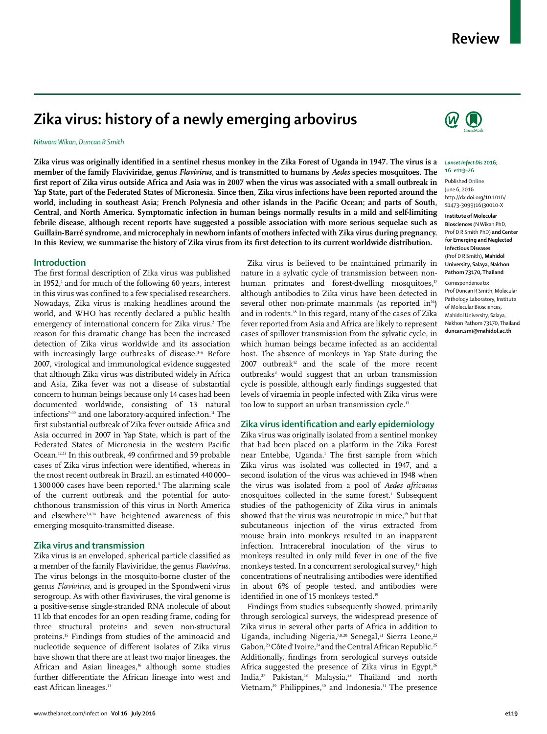# Zika virus: history of a newly emerging arbovirus

*Nitwara Wikan, Duncan R Smith*

**Zika virus was originally identified in a sentinel rhesus monkey in the Zika Forest of Uganda in 1947. The virus is a member of the family Flaviviridae, genus *Flavivirus*, and is transmitted to humans by *Aedes* species mosquitoes. The first report of Zika virus outside Africa and Asia was in 2007 when the virus was associated with a small outbreak in Yap State, part of the Federated States of Micronesia. Since then, Zika virus infections have been reported around the world, including in southeast Asia; French Polynesia and other islands in the Pacific Ocean; and parts of South, Central, and North America. Symptomatic infection in human beings normally results in a mild and self-limiting febrile disease, although recent reports have suggested a possible association with more serious sequelae such as Guillain-Barré syndrome, and microcephaly in newborn infants of mothers infected with Zika virus during pregnancy. In this Review, we summarise the history of Zika virus from its first detection to its current worldwide distribution.**

*Lancet Infect Dis* 2016; 16: e119–26

Published Online June 6, 2016 http://dx.doi.org/10.1016/S1473-3099(16)30010-X

**Institute of Molecular Biosciences** (N Wikan PhD, Prof D R Smith PhD) **and Center for Emerging and Neglected Infectious Diseases** (Prof D R Smith)**, Mahidol University, Salaya, Nakhon Pathom 73170, Thailand**

Correspondence to: Prof Duncan R Smith, Molecular Pathology Laboratory, Institute of Molecular Biosciences, Mahidol University, Salaya, Nakhon Pathom 73170, Thailand **duncan.smi@mahidol.ac.th**

## Introduction

The first formal description of Zika virus was published in 1952,[1] and for much of the following 60 years, interest in this virus was confined to a few specialised researchers. Nowadays, Zika virus is making headlines around the world, and WHO has recently declared a public health emergency of international concern for Zika virus.[2] The reason for this dramatic change has been the increased detection of Zika virus worldwide and its association with increasingly large outbreaks of disease.[3–6] Before 2007, virological and immunological evidence suggested that although Zika virus was distributed widely in Africa and Asia, Zika fever was not a disease of substantial concern to human beings because only 14 cases had been documented worldwide, consisting of 13 natural infections[7–10] and one laboratory-acquired infection.[11] The first substantial outbreak of Zika fever outside Africa and Asia occurred in 2007 in Yap State, which is part of the Federated States of Micronesia in the western Pacific Ocean.[12,13] In this outbreak, 49 confirmed and 59 probable cases of Zika virus infection were identified, whereas in the most recent outbreak in Brazil, an estimated 440 000–1 300 000 cases have been reported.[3] The alarming scale of the current outbreak and the potential for autochthonous transmission of this virus in North America and elsewhere[3,4,14] have heightened awareness of this emerging mosquito-transmitted disease.

## Zika virus and transmission

Zika virus is an enveloped, spherical particle classified as a member of the family Flaviviridae, the genus *Flavivirus*. The virus belongs in the mosquito-borne cluster of the genus *Flavivirus*, and is grouped in the Spondweni virus serogroup. As with other flaviviruses, the viral genome is a positive-sense single-stranded RNA molecule of about 11 kb that encodes for an open reading frame, coding for three structural proteins and seven non-structural proteins.[15] Findings from studies of the aminoacid and nucleotide sequence of different isolates of Zika virus have shown that there are at least two major lineages, the African and Asian lineages,[16] although some studies further differentiate the African lineage into west and east African lineages.[13]

Zika virus is believed to be maintained primarily in nature in a sylvatic cycle of transmission between non-human primates and forest-dwelling mosquitoes,[17] although antibodies to Zika virus have been detected in several other non-primate mammals (as reported in[16]) and in rodents.[18] In this regard, many of the cases of Zika fever reported from Asia and Africa are likely to represent cases of spillover transmission from the sylvatic cycle, in which human beings became infected as an accidental host. The absence of monkeys in Yap State during the 2007 outbreak[12] and the scale of the more recent outbreaks[3] would suggest that an urban transmission cycle is possible, although early findings suggested that levels of viraemia in people infected with Zika virus were too low to support an urban transmission cycle.[13]

## Zika virus identification and early epidemiology

Zika virus was originally isolated from a sentinel monkey that had been placed on a platform in the Zika Forest near Entebbe, Uganda.[1] The first sample from which Zika virus was isolated was collected in 1947, and a second isolation of the virus was achieved in 1948 when the virus was isolated from a pool of *Aedes africanus* mosquitoes collected in the same forest.[1] Subsequent studies of the pathogenicity of Zika virus in animals showed that the virus was neurotropic in mice,[19] but that subcutaneous injection of the virus extracted from mouse brain into monkeys resulted in an inapparent infection. Intracerebral inoculation of the virus to monkeys resulted in only mild fever in one of the five monkeys tested. In a concurrent serological survey,[19] high concentrations of neutralising antibodies were identified in about 6% of people tested, and antibodies were identified in one of 15 monkeys tested.[19]

Findings from studies subsequently showed, primarily through serological surveys, the widespread presence of Zika virus in several other parts of Africa in addition to Uganda, including Nigeria,[7,8,20] Senegal,[21] Sierra Leone,[22] Gabon,[23] Côte d'Ivoire,[24] and the Central African Republic.[25] Additionally, findings from serological surveys outside Africa suggested the presence of Zika virus in Egypt,[26] India,[27] Pakistan,[18] Malaysia,[28] Thailand and north Vietnam,[29] Philippines,[30] and Indonesia.[31] The presence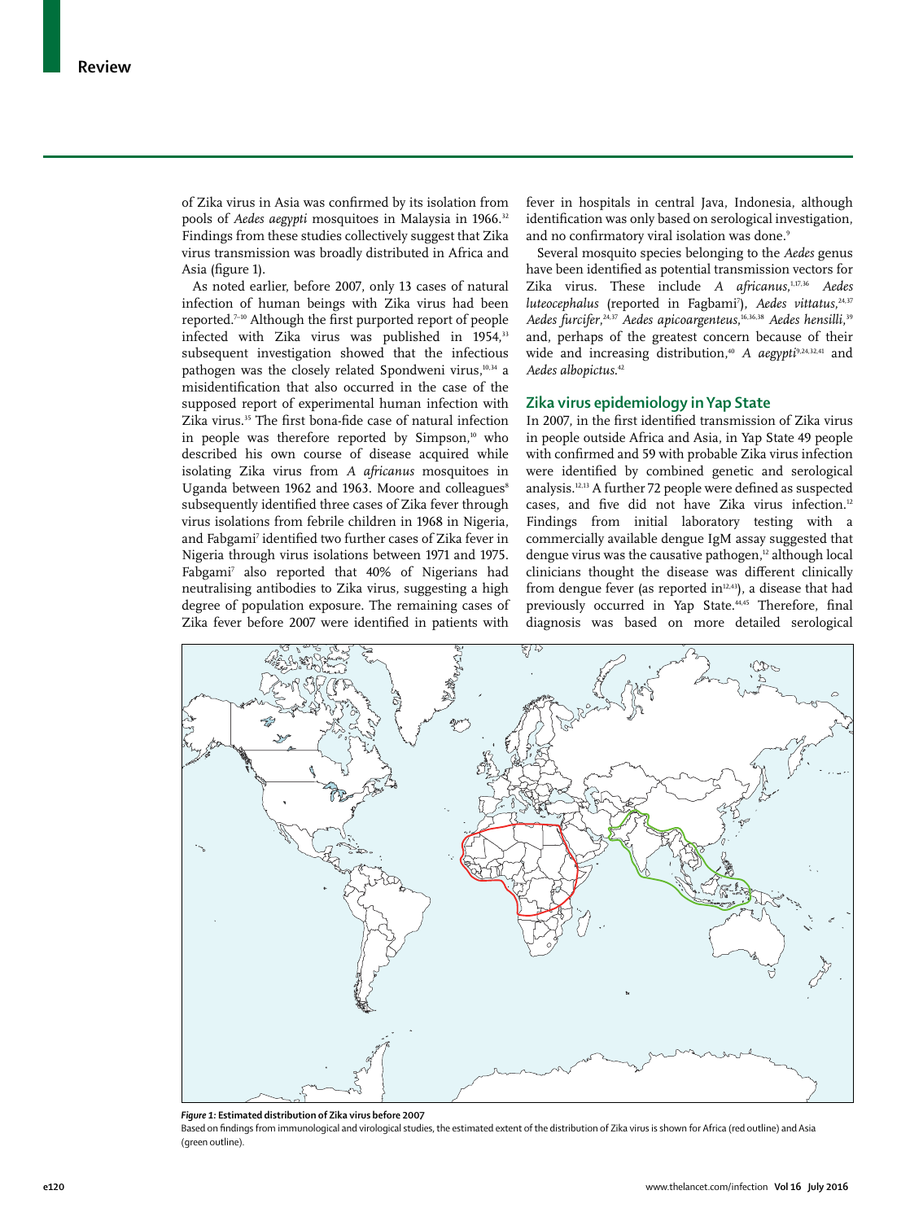of Zika virus in Asia was confirmed by its isolation from pools of *Aedes aegypti* mosquitoes in Malaysia in 1966.[32] Findings from these studies collectively suggest that Zika virus transmission was broadly distributed in Africa and Asia (figure 1).

As noted earlier, before 2007, only 13 cases of natural infection of human beings with Zika virus had been reported.[7–10] Although the first purported report of people infected with Zika virus was published in 1954,[33] subsequent investigation showed that the infectious pathogen was the closely related Spondweni virus,[10,34] a misidentification that also occurred in the case of the supposed report of experimental human infection with Zika virus.[35] The first bona-fide case of natural infection in people was therefore reported by Simpson,[10] who described his own course of disease acquired while isolating Zika virus from *A africanus* mosquitoes in Uganda between 1962 and 1963. Moore and colleagues[8] subsequently identified three cases of Zika fever through virus isolations from febrile children in 1968 in Nigeria, and Fabgami[7] identified two further cases of Zika fever in Nigeria through virus isolations between 1971 and 1975. Fabgami[7] also reported that 40% of Nigerians had neutralising antibodies to Zika virus, suggesting a high degree of population exposure. The remaining cases of Zika fever before 2007 were identified in patients with fever in hospitals in central Java, Indonesia, although identification was only based on serological investigation, and no confirmatory viral isolation was done.[9]

Several mosquito species belonging to the *Aedes* genus have been identified as potential transmission vectors for Zika virus. These include *A africanus*,[1,17,36] *Aedes luteocephalus* (reported in Fagbami[7]), *Aedes vittatus*,[24,37] *Aedes furcifer*,[24,37] *Aedes apicoargenteus*,[16,36,38] *Aedes hensilli*,[39] and, perhaps of the greatest concern because of their wide and increasing distribution,[40] *A aegypti*[9,24,32,41] and *Aedes albopictus*.[42]

## Zika virus epidemiology in Yap State

In 2007, in the first identified transmission of Zika virus in people outside Africa and Asia, in Yap State 49 people with confirmed and 59 with probable Zika virus infection were identified by combined genetic and serological analysis.[12,13] A further 72 people were defined as suspected cases, and five did not have Zika virus infection.[12] Findings from initial laboratory testing with a commercially available dengue IgM assay suggested that dengue virus was the causative pathogen,[12] although local clinicians thought the disease was different clinically from dengue fever (as reported in[12,43]), a disease that had previously occurred in Yap State.[44,45] Therefore, final diagnosis was based on more detailed serological

***Figure 1:*** **Estimated distribution of Zika virus before 2007**
Based on findings from immunological and virological studies, the estimated extent of the distribution of Zika virus is shown for Africa (red outline) and Asia (green outline).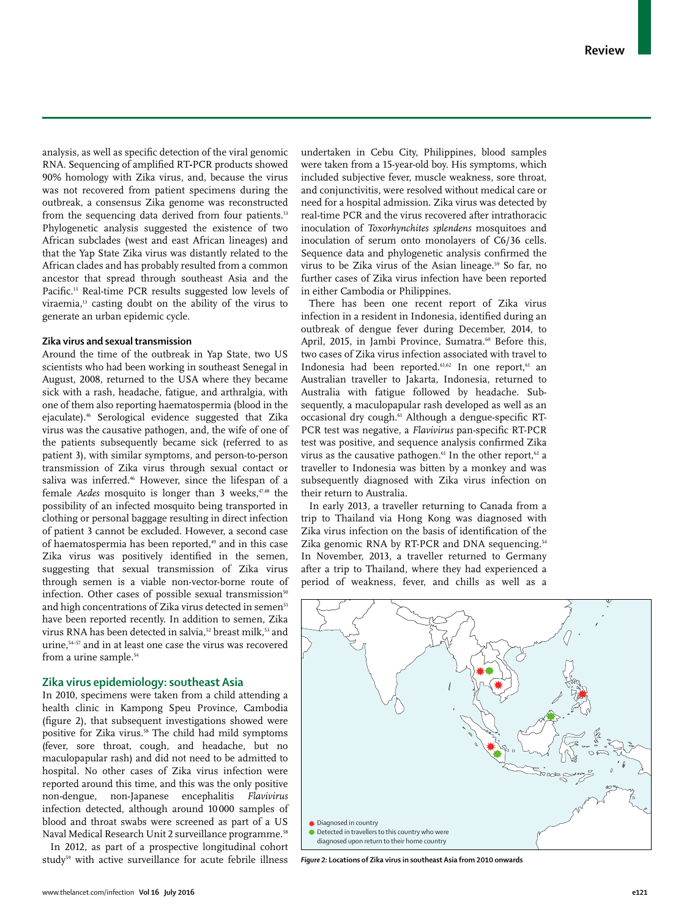analysis, as well as specific detection of the viral genomic RNA. Sequencing of amplified RT-PCR products showed 90% homology with Zika virus, and, because the virus was not recovered from patient specimens during the outbreak, a consensus Zika genome was reconstructed from the sequencing data derived from four patients.[13] Phylogenetic analysis suggested the existence of two African subclades (west and east African lineages) and that the Yap State Zika virus was distantly related to the African clades and has probably resulted from a common ancestor that spread through southeast Asia and the Pacific.[13] Real-time PCR results suggested low levels of viraemia,[13] casting doubt on the ability of the virus to generate an urban epidemic cycle.

### Zika virus and sexual transmission

Around the time of the outbreak in Yap State, two US scientists who had been working in southeast Senegal in August, 2008, returned to the USA where they became sick with a rash, headache, fatigue, and arthralgia, with one of them also reporting haematospermia (blood in the ejaculate).[46] Serological evidence suggested that Zika virus was the causative pathogen, and, the wife of one of the patients subsequently became sick (referred to as patient 3), with similar symptoms, and person-to-person transmission of Zika virus through sexual contact or saliva was inferred.[46] However, since the lifespan of a female *Aedes* mosquito is longer than 3 weeks,[47,48] the possibility of an infected mosquito being transported in clothing or personal baggage resulting in direct infection of patient 3 cannot be excluded. However, a second case of haematospermia has been reported,[49] and in this case Zika virus was positively identified in the semen, suggesting that sexual transmission of Zika virus through semen is a viable non-vector-borne route of infection. Other cases of possible sexual transmission[50] and high concentrations of Zika virus detected in semen[51] have been reported recently. In addition to semen, Zika virus RNA has been detected in salvia,[52] breast milk,[53] and urine,[54–57] and in at least one case the virus was recovered from a urine sample.[54]

## Zika virus epidemiology: southeast Asia

In 2010, specimens were taken from a child attending a health clinic in Kampong Speu Province, Cambodia (figure 2), that subsequent investigations showed were positive for Zika virus.[58] The child had mild symptoms (fever, sore throat, cough, and headache, but no maculopapular rash) and did not need to be admitted to hospital. No other cases of Zika virus infection were reported around this time, and this was the only positive non-dengue, non-Japanese encephalitis *Flavivirus* infection detected, although around 10 000 samples of blood and throat swabs were screened as part of a US Naval Medical Research Unit 2 surveillance programme.[58]

In 2012, as part of a prospective longitudinal cohort study[59] with active surveillance for acute febrile illness undertaken in Cebu City, Philippines, blood samples were taken from a 15-year-old boy. His symptoms, which included subjective fever, muscle weakness, sore throat, and conjunctivitis, were resolved without medical care or need for a hospital admission. Zika virus was detected by real-time PCR and the virus recovered after intrathoracic inoculation of *Toxorhynchites splendens* mosquitoes and inoculation of serum onto monolayers of C6/36 cells. Sequence data and phylogenetic analysis confirmed the virus to be Zika virus of the Asian lineage.[59] So far, no further cases of Zika virus infection have been reported in either Cambodia or Philippines.

There has been one recent report of Zika virus infection in a resident in Indonesia, identified during an outbreak of dengue fever during December, 2014, to April, 2015, in Jambi Province, Sumatra.[60] Before this, two cases of Zika virus infection associated with travel to Indonesia had been reported.[61,62] In one report,[61] an Australian traveller to Jakarta, Indonesia, returned to Australia with fatigue followed by headache. Subsequently, a maculopapular rash developed as well as an occasional dry cough.[61] Although a dengue-specific RT-PCR test was negative, a *Flavivirus* pan-specific RT-PCR test was positive, and sequence analysis confirmed Zika virus as the causative pathogen.[61] In the other report,[62] a traveller to Indonesia was bitten by a monkey and was subsequently diagnosed with Zika virus infection on their return to Australia.

In early 2013, a traveller returning to Canada from a trip to Thailand via Hong Kong was diagnosed with Zika virus infection on the basis of identification of the Zika genomic RNA by RT-PCR and DNA sequencing.[54] In November, 2013, a traveller returned to Germany after a trip to Thailand, where they had experienced a period of weakness, fever, and chills as well as a

*Figure 2:* **Locations of Zika virus in southeast Asia from 2010 onwards**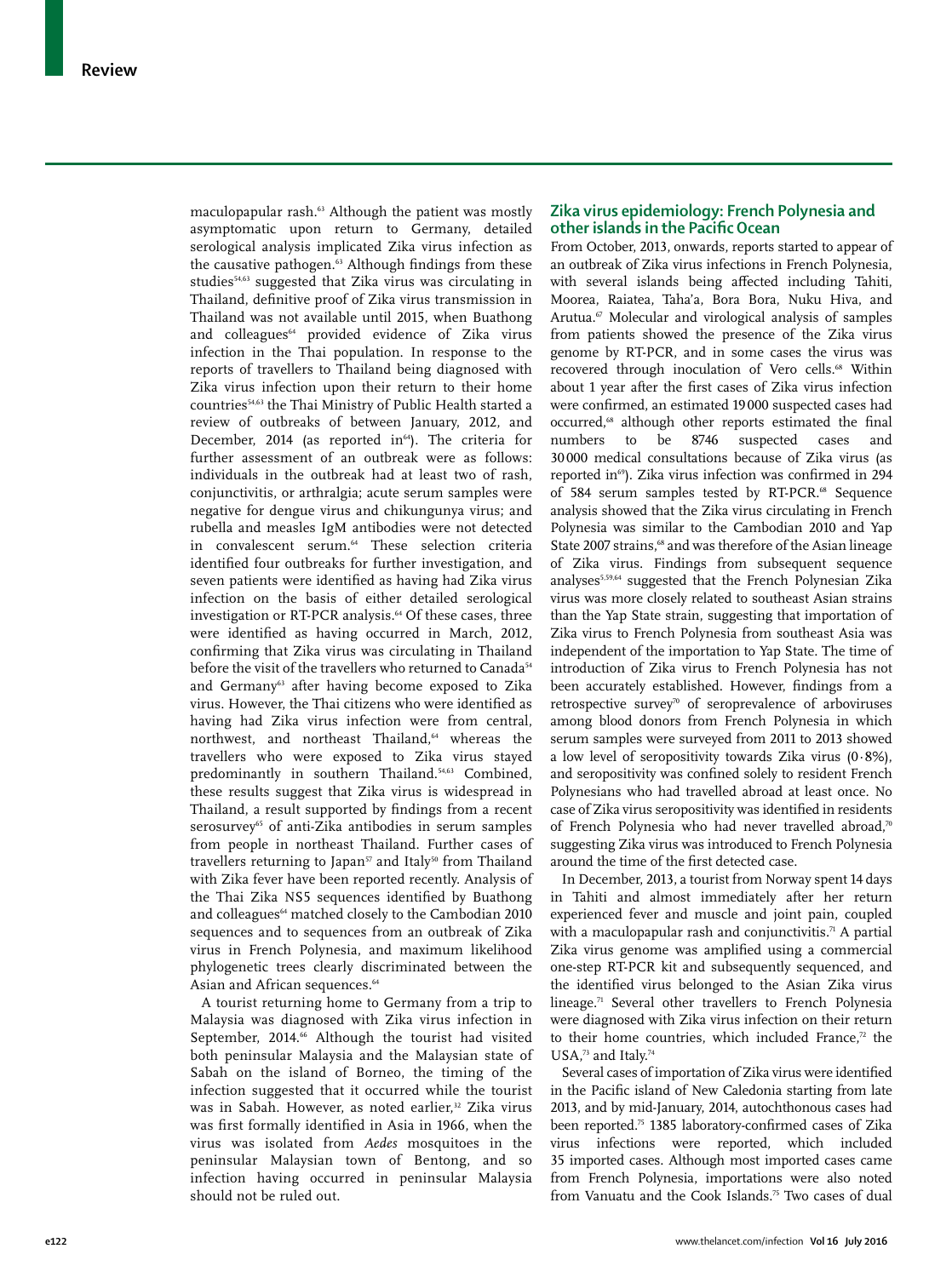maculopapular rash.[63] Although the patient was mostly asymptomatic upon return to Germany, detailed serological analysis implicated Zika virus infection as the causative pathogen.[63] Although findings from these studies[54,63] suggested that Zika virus was circulating in Thailand, definitive proof of Zika virus transmission in Thailand was not available until 2015, when Buathong and colleagues[64] provided evidence of Zika virus infection in the Thai population. In response to the reports of travellers to Thailand being diagnosed with Zika virus infection upon their return to their home countries[54,63] the Thai Ministry of Public Health started a review of outbreaks of between January, 2012, and December, 2014 (as reported in[64]). The criteria for further assessment of an outbreak were as follows: individuals in the outbreak had at least two of rash, conjunctivitis, or arthralgia; acute serum samples were negative for dengue virus and chikungunya virus; and rubella and measles IgM antibodies were not detected in convalescent serum.[64] These selection criteria identified four outbreaks for further investigation, and seven patients were identified as having had Zika virus infection on the basis of either detailed serological investigation or RT-PCR analysis.[64] Of these cases, three were identified as having occurred in March, 2012, confirming that Zika virus was circulating in Thailand before the visit of the travellers who returned to Canada[54] and Germany[63] after having become exposed to Zika virus. However, the Thai citizens who were identified as having had Zika virus infection were from central, northwest, and northeast Thailand,[64] whereas the travellers who were exposed to Zika virus stayed predominantly in southern Thailand.[54,63] Combined, these results suggest that Zika virus is widespread in Thailand, a result supported by findings from a recent serosurvey[65] of anti-Zika antibodies in serum samples from people in northeast Thailand. Further cases of travellers returning to Japan[57] and Italy[50] from Thailand with Zika fever have been reported recently. Analysis of the Thai Zika NS5 sequences identified by Buathong and colleagues[64] matched closely to the Cambodian 2010 sequences and to sequences from an outbreak of Zika virus in French Polynesia, and maximum likelihood phylogenetic trees clearly discriminated between the Asian and African sequences.[64]

A tourist returning home to Germany from a trip to Malaysia was diagnosed with Zika virus infection in September, 2014.[66] Although the tourist had visited both peninsular Malaysia and the Malaysian state of Sabah on the island of Borneo, the timing of the infection suggested that it occurred while the tourist was in Sabah. However, as noted earlier,[32] Zika virus was first formally identified in Asia in 1966, when the virus was isolated from *Aedes* mosquitoes in the peninsular Malaysian town of Bentong, and so infection having occurred in peninsular Malaysia should not be ruled out.

## Zika virus epidemiology: French Polynesia and other islands in the Pacific Ocean

From October, 2013, onwards, reports started to appear of an outbreak of Zika virus infections in French Polynesia, with several islands being affected including Tahiti, Moorea, Raiatea, Taha'a, Bora Bora, Nuku Hiva, and Arutua.[67] Molecular and virological analysis of samples from patients showed the presence of the Zika virus genome by RT-PCR, and in some cases the virus was recovered through inoculation of Vero cells.[68] Within about 1 year after the first cases of Zika virus infection were confirmed, an estimated 19 000 suspected cases had occurred,[68] although other reports estimated the final numbers to be 8746 suspected cases and 30 000 medical consultations because of Zika virus (as reported in[69]). Zika virus infection was confirmed in 294 of 584 serum samples tested by RT-PCR.[68] Sequence analysis showed that the Zika virus circulating in French Polynesia was similar to the Cambodian 2010 and Yap State 2007 strains,[68] and was therefore of the Asian lineage of Zika virus. Findings from subsequent sequence analyses[5,59,64] suggested that the French Polynesian Zika virus was more closely related to southeast Asian strains than the Yap State strain, suggesting that importation of Zika virus to French Polynesia from southeast Asia was independent of the importation to Yap State. The time of introduction of Zika virus to French Polynesia has not been accurately established. However, findings from a retrospective survey[70] of seroprevalence of arboviruses among blood donors from French Polynesia in which serum samples were surveyed from 2011 to 2013 showed a low level of seropositivity towards Zika virus (0·8%), and seropositivity was confined solely to resident French Polynesians who had travelled abroad at least once. No case of Zika virus seropositivity was identified in residents of French Polynesia who had never travelled abroad,[70] suggesting Zika virus was introduced to French Polynesia around the time of the first detected case.

In December, 2013, a tourist from Norway spent 14 days in Tahiti and almost immediately after her return experienced fever and muscle and joint pain, coupled with a maculopapular rash and conjunctivitis.[71] A partial Zika virus genome was amplified using a commercial one-step RT-PCR kit and subsequently sequenced, and the identified virus belonged to the Asian Zika virus lineage.[71] Several other travellers to French Polynesia were diagnosed with Zika virus infection on their return to their home countries, which included France,[72] the USA,[73] and Italy.[74]

Several cases of importation of Zika virus were identified in the Pacific island of New Caledonia starting from late 2013, and by mid-January, 2014, autochthonous cases had been reported.[75] 1385 laboratory-confirmed cases of Zika virus infections were reported, which included 35 imported cases. Although most imported cases came from French Polynesia, importations were also noted from Vanuatu and the Cook Islands.[75] Two cases of dual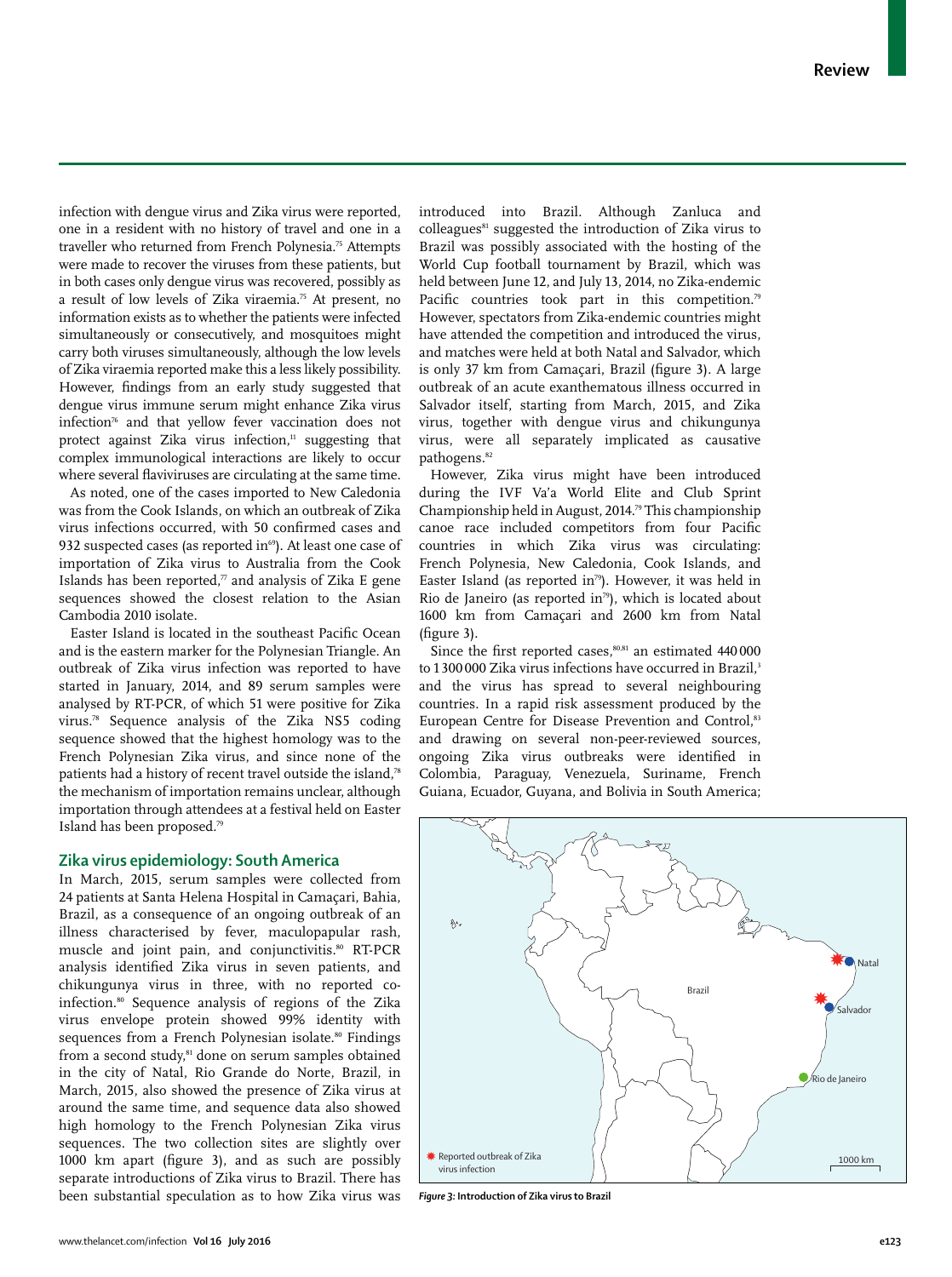infection with dengue virus and Zika virus were reported, one in a resident with no history of travel and one in a traveller who returned from French Polynesia.[75] Attempts were made to recover the viruses from these patients, but in both cases only dengue virus was recovered, possibly as a result of low levels of Zika viraemia.[75] At present, no information exists as to whether the patients were infected simultaneously or consecutively, and mosquitoes might carry both viruses simultaneously, although the low levels of Zika viraemia reported make this a less likely possibility. However, findings from an early study suggested that dengue virus immune serum might enhance Zika virus infection[76] and that yellow fever vaccination does not protect against Zika virus infection,[11] suggesting that complex immunological interactions are likely to occur where several flaviviruses are circulating at the same time.

As noted, one of the cases imported to New Caledonia was from the Cook Islands, on which an outbreak of Zika virus infections occurred, with 50 confirmed cases and 932 suspected cases (as reported in[69]). At least one case of importation of Zika virus to Australia from the Cook Islands has been reported,[77] and analysis of Zika E gene sequences showed the closest relation to the Asian Cambodia 2010 isolate.

Easter Island is located in the southeast Pacific Ocean and is the eastern marker for the Polynesian Triangle. An outbreak of Zika virus infection was reported to have started in January, 2014, and 89 serum samples were analysed by RT-PCR, of which 51 were positive for Zika virus.[78] Sequence analysis of the Zika NS5 coding sequence showed that the highest homology was to the French Polynesian Zika virus, and since none of the patients had a history of recent travel outside the island,[78] the mechanism of importation remains unclear, although importation through attendees at a festival held on Easter Island has been proposed.[79]

## Zika virus epidemiology: South America

In March, 2015, serum samples were collected from 24 patients at Santa Helena Hospital in Camaçari, Bahia, Brazil, as a consequence of an ongoing outbreak of an illness characterised by fever, maculopapular rash, muscle and joint pain, and conjunctivitis.[80] RT-PCR analysis identified Zika virus in seven patients, and chikungunya virus in three, with no reported co-infection.[80] Sequence analysis of regions of the Zika virus envelope protein showed 99% identity with sequences from a French Polynesian isolate.[80] Findings from a second study,[81] done on serum samples obtained in the city of Natal, Rio Grande do Norte, Brazil, in March, 2015, also showed the presence of Zika virus at around the same time, and sequence data also showed high homology to the French Polynesian Zika virus sequences. The two collection sites are slightly over 1000 km apart (figure 3), and as such are possibly separate introductions of Zika virus to Brazil. There has been substantial speculation as to how Zika virus was introduced into Brazil. Although Zanluca and colleagues[81] suggested the introduction of Zika virus to Brazil was possibly associated with the hosting of the World Cup football tournament by Brazil, which was held between June 12, and July 13, 2014, no Zika-endemic Pacific countries took part in this competition.[79] However, spectators from Zika-endemic countries might have attended the competition and introduced the virus, and matches were held at both Natal and Salvador, which is only 37 km from Camaçari, Brazil (figure 3). A large outbreak of an acute exanthematous illness occurred in Salvador itself, starting from March, 2015, and Zika virus, together with dengue virus and chikungunya virus, were all separately implicated as causative pathogens.[82]

However, Zika virus might have been introduced during the IVF Va'a World Elite and Club Sprint Championship held in August, 2014.[79] This championship canoe race included competitors from four Pacific countries in which Zika virus was circulating: French Polynesia, New Caledonia, Cook Islands, and Easter Island (as reported in[79]). However, it was held in Rio de Janeiro (as reported in[79]), which is located about 1600 km from Camaçari and 2600 km from Natal (figure 3).

Since the first reported cases,[80,81] an estimated 440 000 to 1 300 000 Zika virus infections have occurred in Brazil,[3] and the virus has spread to several neighbouring countries. In a rapid risk assessment produced by the European Centre for Disease Prevention and Control,[83] and drawing on several non-peer-reviewed sources, ongoing Zika virus outbreaks were identified in Colombia, Paraguay, Venezuela, Suriname, French Guiana, Ecuador, Guyana, and Bolivia in South America;

**Figure 3:** Introduction of Zika virus to Brazil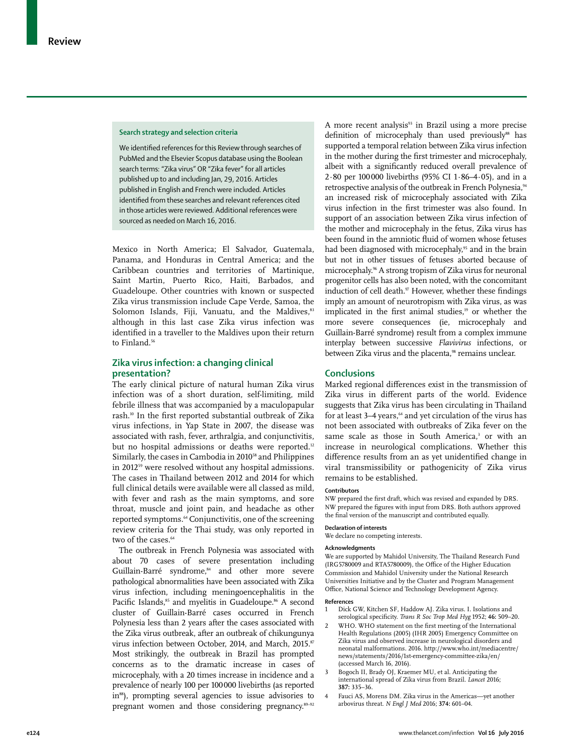**Search strategy and selection criteria**

We identified references for this Review through searches of PubMed and the Elsevier Scopus database using the Boolean search terms: "Zika virus" OR "Zika fever" for all articles published up to and including Jan, 29, 2016. Articles published in English and French were included. Articles identified from these searches and relevant references cited in those articles were reviewed. Additional references were sourced as needed on March 16, 2016.

Mexico in North America; El Salvador, Guatemala, Panama, and Honduras in Central America; and the Caribbean countries and territories of Martinique, Saint Martin, Puerto Rico, Haiti, Barbados, and Guadeloupe. Other countries with known or suspected Zika virus transmission include Cape Verde, Samoa, the Solomon Islands, Fiji, Vanuatu, and the Maldives,[83] although in this last case Zika virus infection was identified in a traveller to the Maldives upon their return to Finland.[56]

## Zika virus infection: a changing clinical presentation?

The early clinical picture of natural human Zika virus infection was of a short duration, self-limiting, mild febrile illness that was accompanied by a maculopapular rash.[10] In the first reported substantial outbreak of Zika virus infections, in Yap State in 2007, the disease was associated with rash, fever, arthralgia, and conjunctivitis, but no hospital admissions or deaths were reported.[12] Similarly, the cases in Cambodia in 2010[58] and Philippines in 2012[59] were resolved without any hospital admissions. The cases in Thailand between 2012 and 2014 for which full clinical details were available were all classed as mild, with fever and rash as the main symptoms, and sore throat, muscle and joint pain, and headache as other reported symptoms.[64] Conjunctivitis, one of the screening review criteria for the Thai study, was only reported in two of the cases.[64]

The outbreak in French Polynesia was associated with about 70 cases of severe presentation including Guillain-Barré syndrome,[84] and other more severe pathological abnormalities have been associated with Zika virus infection, including meningoencephalitis in the Pacific Islands,[85] and myelitis in Guadeloupe.[86] A second cluster of Guillain-Barré cases occurred in French Polynesia less than 2 years after the cases associated with the Zika virus outbreak, after an outbreak of chikungunya virus infection between October, 2014, and March, 2015.[87] Most strikingly, the outbreak in Brazil has prompted concerns as to the dramatic increase in cases of microcephaly, with a 20 times increase in incidence and a prevalence of nearly 100 per 100 000 livebirths (as reported in[88]), prompting several agencies to issue advisories to pregnant women and those considering pregnancy.[89–92]

A more recent analysis[93] in Brazil using a more precise definition of microcephaly than used previously[88] has supported a temporal relation between Zika virus infection in the mother during the first trimester and microcephaly, albeit with a significantly reduced overall prevalence of 2·80 per 100 000 livebirths (95% CI 1·86–4·05), and in a retrospective analysis of the outbreak in French Polynesia,[94] an increased risk of microcephaly associated with Zika virus infection in the first trimester was also found. In support of an association between Zika virus infection of the mother and microcephaly in the fetus, Zika virus has been found in the amniotic fluid of women whose fetuses had been diagnosed with microcephaly,[95] and in the brain but not in other tissues of fetuses aborted because of microcephaly.[96] A strong tropism of Zika virus for neuronal progenitor cells has also been noted, with the concomitant induction of cell death.[97] However, whether these findings imply an amount of neurotropism with Zika virus, as was implicated in the first animal studies,[19] or whether the more severe consequences (ie, microcephaly and Guillain-Barré syndrome) result from a complex immune interplay between successive *Flavivirus* infections, or between Zika virus and the placenta,[98] remains unclear.

## Conclusions

Marked regional differences exist in the transmission of Zika virus in different parts of the world. Evidence suggests that Zika virus has been circulating in Thailand for at least 3–4 years,[64] and yet circulation of the virus has not been associated with outbreaks of Zika fever on the same scale as those in South America,[3] or with an increase in neurological complications. Whether this difference results from an as yet unidentified change in viral transmissibility or pathogenicity of Zika virus remains to be established.

**Contributors**

NW prepared the first draft, which was revised and expanded by DRS. NW prepared the figures with input from DRS. Both authors approved the final version of the manuscript and contributed equally.

**Declaration of interests**

We declare no competing interests.

**Acknowledgments**

We are supported by Mahidol University, The Thailand Research Fund (IRG5780009 and RTA5780009), the Office of the Higher Education Commission and Mahidol University under the National Research Universities Initiative and by the Cluster and Program Management Office, National Science and Technology Development Agency.

**References**

1. Dick GW, Kitchen SF, Haddow AJ. Zika virus. I. Isolations and serological specificity. *Trans R Soc Trop Med Hyg* 1952; **46:** 509–20.
2. WHO. WHO statement on the first meeting of the International Health Regulations (2005) (IHR 2005) Emergency Committee on Zika virus and observed increase in neurological disorders and neonatal malformations. 2016. http://www.who.int/mediacentre/news/statements/2016/1st-emergency-committee-zika/en/ (accessed March 16, 2016).
3. Bogoch II, Brady OJ, Kraemer MU, et al. Anticipating the international spread of Zika virus from Brazil. *Lancet* 2016; **387:** 335–36.
4. Fauci AS, Morens DM. Zika virus in the Americas—yet another arbovirus threat. *N Engl J Med* 2016; **374:** 601–04.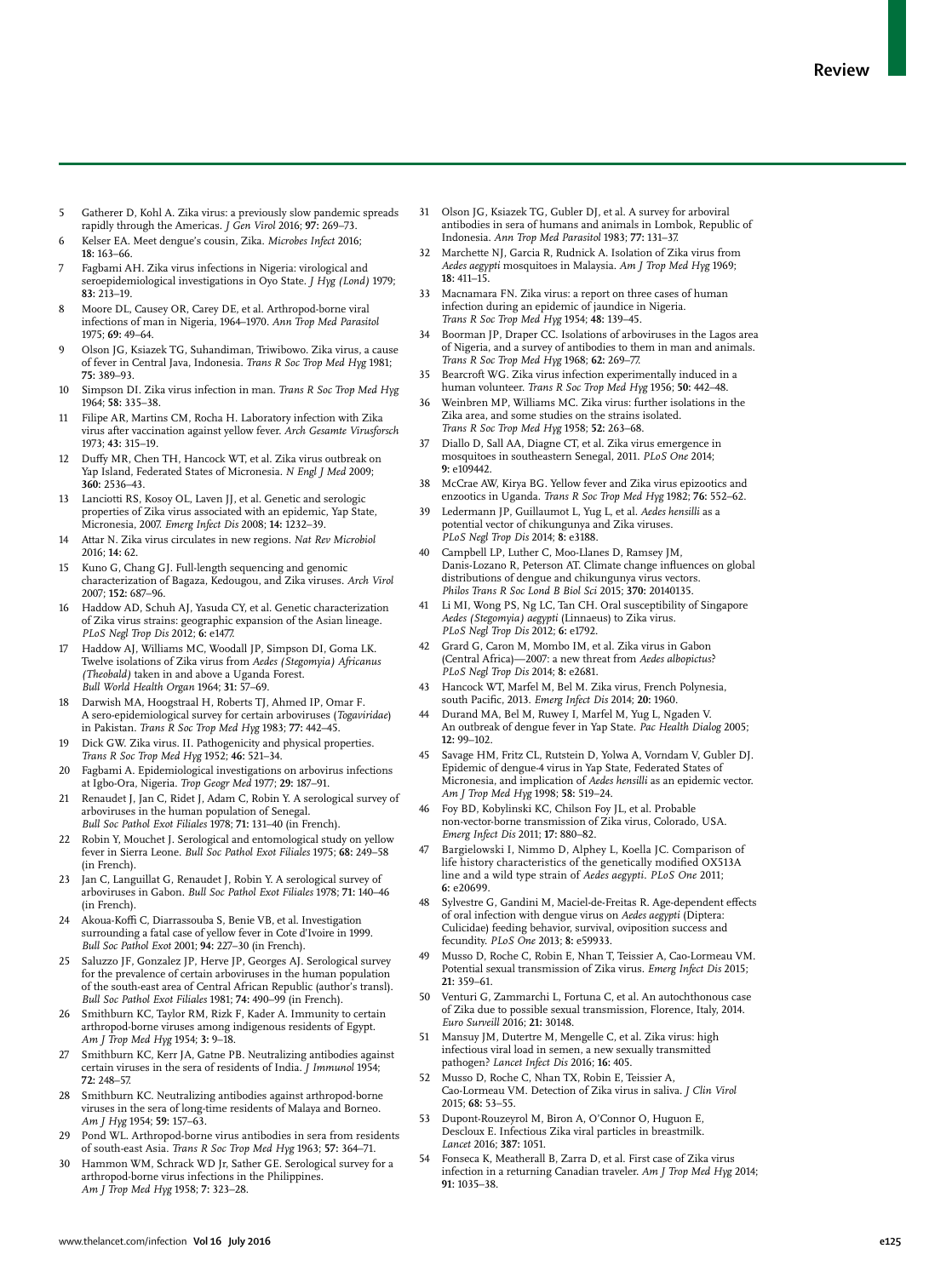5 Gatherer D, Kohl A. Zika virus: a previously slow pandemic spreads rapidly through the Americas. *J Gen Virol* 2016; **97:** 269–73.

6 Kelser EA. Meet dengue's cousin, Zika. *Microbes Infect* 2016; **18:** 163–66.

7 Fagbami AH. Zika virus infections in Nigeria: virological and seroepidemiological investigations in Oyo State. *J Hyg (Lond)* 1979; **83:** 213–19.

8 Moore DL, Causey OR, Carey DE, et al. Arthropod-borne viral infections of man in Nigeria, 1964–1970. *Ann Trop Med Parasitol* 1975; **69:** 49–64.

9 Olson JG, Ksiazek TG, Suhandiman, Triwibowo. Zika virus, a cause of fever in Central Java, Indonesia. *Trans R Soc Trop Med Hyg* 1981; **75:** 389–93.

10 Simpson DI. Zika virus infection in man. *Trans R Soc Trop Med Hyg* 1964; **58:** 335–38.

11 Filipe AR, Martins CM, Rocha H. Laboratory infection with Zika virus after vaccination against yellow fever. *Arch Gesamte Virusforsch* 1973; **43:** 315–19.

12 Duffy MR, Chen TH, Hancock WT, et al. Zika virus outbreak on Yap Island, Federated States of Micronesia. *N Engl J Med* 2009; **360:** 2536–43.

13 Lanciotti RS, Kosoy OL, Laven JJ, et al. Genetic and serologic properties of Zika virus associated with an epidemic, Yap State, Micronesia, 2007. *Emerg Infect Dis* 2008; **14:** 1232–39.

14 Attar N. Zika virus circulates in new regions. *Nat Rev Microbiol* 2016; **14:** 62.

15 Kuno G, Chang GJ. Full-length sequencing and genomic characterization of Bagaza, Kedougou, and Zika viruses. *Arch Virol* 2007; **152:** 687–96.

16 Haddow AD, Schuh AJ, Yasuda CY, et al. Genetic characterization of Zika virus strains: geographic expansion of the Asian lineage. *PLoS Negl Trop Dis* 2012; **6:** e1477.

17 Haddow AJ, Williams MC, Woodall JP, Simpson DI, Goma LK. Twelve isolations of Zika virus from *Aedes (Stegomyia) Africanus (Theobald)* taken in and above a Uganda Forest. *Bull World Health Organ* 1964; **31:** 57–69.

18 Darwish MA, Hoogstraal H, Roberts TJ, Ahmed IP, Omar F. A sero-epidemiological survey for certain arboviruses (*Togaviridae*) in Pakistan. *Trans R Soc Trop Med Hyg* 1983; **77:** 442–45.

19 Dick GW. Zika virus. II. Pathogenicity and physical properties. *Trans R Soc Trop Med Hyg* 1952; **46:** 521–34.

20 Fagbami A. Epidemiological investigations on arbovirus infections at Igbo-Ora, Nigeria. *Trop Geogr Med* 1977; **29:** 187–91.

21 Renaudet J, Jan C, Ridet J, Adam C, Robin Y. A serological survey of arboviruses in the human population of Senegal. *Bull Soc Pathol Exot Filiales* 1978; **71:** 131–40 (in French).

22 Robin Y, Mouchet J. Serological and entomological study on yellow fever in Sierra Leone. *Bull Soc Pathol Exot Filiales* 1975; **68:** 249–58 (in French).

23 Jan C, Languillat G, Renaudet J, Robin Y. A serological survey of arboviruses in Gabon. *Bull Soc Pathol Exot Filiales* 1978; **71:** 140–46 (in French).

24 Akoua-Koffi C, Diarrassouba S, Benie VB, et al. Investigation surrounding a fatal case of yellow fever in Cote d'Ivoire in 1999. *Bull Soc Pathol Exot* 2001; **94:** 227–30 (in French).

25 Saluzzo JF, Gonzalez JP, Herve JP, Georges AJ. Serological survey for the prevalence of certain arboviruses in the human population of the south-east area of Central African Republic (author's transl). *Bull Soc Pathol Exot Filiales* 1981; **74:** 490–99 (in French).

26 Smithburn KC, Taylor RM, Rizk F, Kader A. Immunity to certain arthropod-borne viruses among indigenous residents of Egypt. *Am J Trop Med Hyg* 1954; **3:** 9–18.

27 Smithburn KC, Kerr JA, Gatne PB. Neutralizing antibodies against certain viruses in the sera of residents of India. *J Immunol* 1954; **72:** 248–57.

28 Smithburn KC. Neutralizing antibodies against arthropod-borne viruses in the sera of long-time residents of Malaya and Borneo. *Am J Hyg* 1954; **59:** 157–63.

29 Pond WL. Arthropod-borne virus antibodies in sera from residents of south-east Asia. *Trans R Soc Trop Med Hyg* 1963; **57:** 364–71.

30 Hammon WM, Schrack WD Jr, Sather GE. Serological survey for a arthropod-borne virus infections in the Philippines. *Am J Trop Med Hyg* 1958; **7:** 323–28.

31 Olson JG, Ksiazek TG, Gubler DJ, et al. A survey for arboviral antibodies in sera of humans and animals in Lombok, Republic of Indonesia. *Ann Trop Med Parasitol* 1983; **77:** 131–37.

32 Marchette NJ, Garcia R, Rudnick A. Isolation of Zika virus from *Aedes aegypti* mosquitoes in Malaysia. *Am J Trop Med Hyg* 1969; **18:** 411–15.

33 Macnamara FN. Zika virus: a report on three cases of human infection during an epidemic of jaundice in Nigeria. *Trans R Soc Trop Med Hyg* 1954; **48:** 139–45.

34 Boorman JP, Draper CC. Isolations of arboviruses in the Lagos area of Nigeria, and a survey of antibodies to them in man and animals. *Trans R Soc Trop Med Hyg* 1968; **62:** 269–77.

35 Bearcroft WG. Zika virus infection experimentally induced in a human volunteer. *Trans R Soc Trop Med Hyg* 1956; **50:** 442–48.

36 Weinbren MP, Williams MC. Zika virus: further isolations in the Zika area, and some studies on the strains isolated. *Trans R Soc Trop Med Hyg* 1958; **52:** 263–68.

37 Diallo D, Sall AA, Diagne CT, et al. Zika virus emergence in mosquitoes in southeastern Senegal, 2011. *PLoS One* 2014; **9:** e109442.

38 McCrae AW, Kirya BG. Yellow fever and Zika virus epizootics and enzootics in Uganda. *Trans R Soc Trop Med Hyg* 1982; **76:** 552–62.

39 Ledermann JP, Guillaumot L, Yug L, et al. *Aedes hensilli* as a potential vector of chikungunya and Zika viruses. *PLoS Negl Trop Dis* 2014; **8:** e3188.

40 Campbell LP, Luther C, Moo-Llanes D, Ramsey JM, Danis-Lozano R, Peterson AT. Climate change influences on global distributions of dengue and chikungunya virus vectors. *Philos Trans R Soc Lond B Biol Sci* 2015; **370:** 20140135.

41 Li MI, Wong PS, Ng LC, Tan CH. Oral susceptibility of Singapore *Aedes (Stegomyia) aegypti* (Linnaeus) to Zika virus. *PLoS Negl Trop Dis* 2012; **6:** e1792.

42 Grard G, Caron M, Mombo IM, et al. Zika virus in Gabon (Central Africa)—2007: a new threat from *Aedes albopictus*? *PLoS Negl Trop Dis* 2014; **8:** e2681.

43 Hancock WT, Marfel M, Bel M. Zika virus, French Polynesia, south Pacific, 2013. *Emerg Infect Dis* 2014; **20:** 1960.

44 Durand MA, Bel M, Ruwey I, Marfel M, Yug L, Ngaden V. An outbreak of dengue fever in Yap State. *Pac Health Dialog* 2005; **12:** 99–102.

45 Savage HM, Fritz CL, Rutstein D, Yolwa A, Vorndam V, Gubler DJ. Epidemic of dengue-4 virus in Yap State, Federated States of Micronesia, and implication of *Aedes hensilli* as an epidemic vector. *Am J Trop Med Hyg* 1998; **58:** 519–24.

46 Foy BD, Kobylinski KC, Chilson Foy JL, et al. Probable non-vector-borne transmission of Zika virus, Colorado, USA. *Emerg Infect Dis* 2011; **17:** 880–82.

47 Bargielowski I, Nimmo D, Alphey L, Koella JC. Comparison of life history characteristics of the genetically modified OX513A line and a wild type strain of *Aedes aegypti*. *PLoS One* 2011; **6:** e20699.

48 Sylvestre G, Gandini M, Maciel-de-Freitas R. Age-dependent effects of oral infection with dengue virus on *Aedes aegypti* (Diptera: Culicidae) feeding behavior, survival, oviposition success and fecundity. *PLoS One* 2013; **8:** e59933.

49 Musso D, Roche C, Robin E, Nhan T, Teissier A, Cao-Lormeau VM. Potential sexual transmission of Zika virus. *Emerg Infect Dis* 2015; **21:** 359–61.

50 Venturi G, Zammarchi L, Fortuna C, et al. An autochthonous case of Zika due to possible sexual transmission, Florence, Italy, 2014. *Euro Surveill* 2016; **21:** 30148.

51 Mansuy JM, Dutertre M, Mengelle C, et al. Zika virus: high infectious viral load in semen, a new sexually transmitted pathogen? *Lancet Infect Dis* 2016; **16:** 405.

52 Musso D, Roche C, Nhan TX, Robin E, Teissier A, Cao-Lormeau VM. Detection of Zika virus in saliva. *J Clin Virol* 2015; **68:** 53–55.

53 Dupont-Rouzeyrol M, Biron A, O'Connor O, Huguon E, Descloux E. Infectious Zika viral particles in breastmilk. *Lancet* 2016; **387:** 1051.

54 Fonseca K, Meatherall B, Zarra D, et al. First case of Zika virus infection in a returning Canadian traveler. *Am J Trop Med Hyg* 2014; **91:** 1035–38.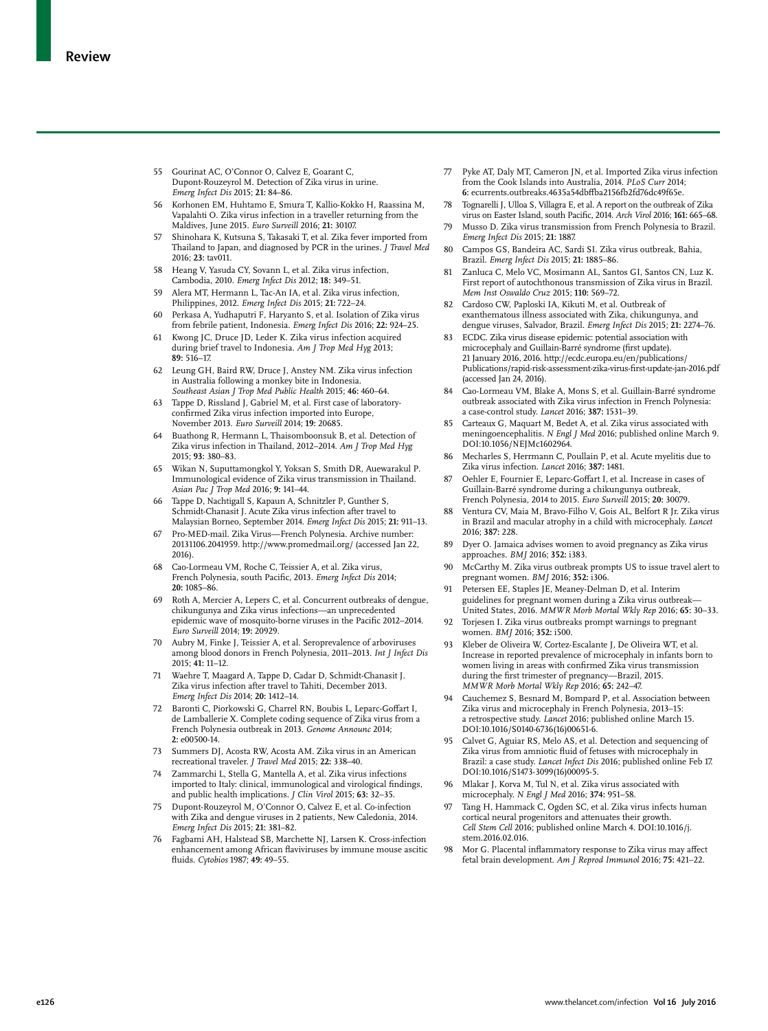55 Gourinat AC, O'Connor O, Calvez E, Goarant C, Dupont-Rouzeyrol M. Detection of Zika virus in urine. *Emerg Infect Dis* 2015; **21:** 84–86.

56 Korhonen EM, Huhtamo E, Smura T, Kallio-Kokko H, Raassina M, Vapalahti O. Zika virus infection in a traveller returning from the Maldives, June 2015. *Euro Surveill* 2016; **21:** 30107.

57 Shinohara K, Kutsuna S, Takasaki T, et al. Zika fever imported from Thailand to Japan, and diagnosed by PCR in the urines. *J Travel Med* 2016; **23:** tav011.

58 Heang V, Yasuda CY, Sovann L, et al. Zika virus infection, Cambodia, 2010. *Emerg Infect Dis* 2012; **18:** 349–51.

59 Alera MT, Hermann L, Tac-An IA, et al. Zika virus infection, Philippines, 2012. *Emerg Infect Dis* 2015; **21:** 722–24.

60 Perkasa A, Yudhaputri F, Haryanto S, et al. Isolation of Zika virus from febrile patient, Indonesia. *Emerg Infect Dis* 2016; **22:** 924–25.

61 Kwong JC, Druce JD, Leder K. Zika virus infection acquired during brief travel to Indonesia. *Am J Trop Med Hyg* 2013; **89:** 516–17.

62 Leung GH, Baird RW, Druce J, Anstey NM. Zika virus infection in Australia following a monkey bite in Indonesia. *Southeast Asian J Trop Med Public Health* 2015; **46:** 460–64.

63 Tappe D, Rissland J, Gabriel M, et al. First case of laboratory-confirmed Zika virus infection imported into Europe, November 2013. *Euro Surveill* 2014; **19:** 20685.

64 Buathong R, Hermann L, Thaisomboonsuk B, et al. Detection of Zika virus infection in Thailand, 2012–2014. *Am J Trop Med Hyg* 2015; **93:** 380–83.

65 Wikan N, Suputtamongkol Y, Yoksan S, Smith DR, Auewarakul P. Immunological evidence of Zika virus transmission in Thailand. *Asian Pac J Trop Med* 2016; **9:** 141–44.

66 Tappe D, Nachtigall S, Kapaun A, Schnitzler P, Gunther S, Schmidt-Chanasit J. Acute Zika virus infection after travel to Malaysian Borneo, September 2014. *Emerg Infect Dis* 2015; **21:** 911–13.

67 Pro-MED-mail. Zika Virus—French Polynesia. Archive number: 20131106.2041959. http://www.promedmail.org/ (accessed Jan 22, 2016).

68 Cao-Lormeau VM, Roche C, Teissier A, et al. Zika virus, French Polynesia, south Pacific, 2013. *Emerg Infect Dis* 2014; **20:** 1085–86.

69 Roth A, Mercier A, Lepers C, et al. Concurrent outbreaks of dengue, chikungunya and Zika virus infections—an unprecedented epidemic wave of mosquito-borne viruses in the Pacific 2012–2014. *Euro Surveill* 2014; **19:** 20929.

70 Aubry M, Finke J, Teissier A, et al. Seroprevalence of arboviruses among blood donors in French Polynesia, 2011–2013. *Int J Infect Dis* 2015; **41:** 11–12.

71 Waehre T, Maagard A, Tappe D, Cadar D, Schmidt-Chanasit J. Zika virus infection after travel to Tahiti, December 2013. *Emerg Infect Dis* 2014; **20:** 1412–14.

72 Baronti C, Piorkowski G, Charrel RN, Boubis L, Leparc-Goffart I, de Lamballerie X. Complete coding sequence of Zika virus from a French Polynesia outbreak in 2013. *Genome Announc* 2014; **2:** e00500-14.

73 Summers DJ, Acosta RW, Acosta AM. Zika virus in an American recreational traveler. *J Travel Med* 2015; **22:** 338–40.

74 Zammarchi L, Stella G, Mantella A, et al. Zika virus infections imported to Italy: clinical, immunological and virological findings, and public health implications. *J Clin Virol* 2015; **63:** 32–35.

75 Dupont-Rouzeyrol M, O'Connor O, Calvez E, et al. Co-infection with Zika and dengue viruses in 2 patients, New Caledonia, 2014. *Emerg Infect Dis* 2015; **21:** 381–82.

76 Fagbami AH, Halstead SB, Marchette NJ, Larsen K. Cross-infection enhancement among African flaviviruses by immune mouse ascitic fluids. *Cytobios* 1987; **49:** 49–55.

77 Pyke AT, Daly MT, Cameron JN, et al. Imported Zika virus infection from the Cook Islands into Australia, 2014. *PLoS Curr* 2014; **6:** ecurrents.outbreaks.4635a54dbffba2156fb2fd76dc49f65e.

78 Tognarelli J, Ulloa S, Villagra E, et al. A report on the outbreak of Zika virus on Easter Island, south Pacific, 2014. *Arch Virol* 2016; **161:** 665–68.

79 Musso D. Zika virus transmission from French Polynesia to Brazil. *Emerg Infect Dis* 2015; **21:** 1887.

80 Campos GS, Bandeira AC, Sardi SI. Zika virus outbreak, Bahia, Brazil. *Emerg Infect Dis* 2015; **21:** 1885–86.

81 Zanluca C, Melo VC, Mosimann AL, Santos GI, Santos CN, Luz K. First report of autochthonous transmission of Zika virus in Brazil. *Mem Inst Oswaldo Cruz* 2015; **110:** 569–72.

82 Cardoso CW, Paploski IA, Kikuti M, et al. Outbreak of exanthematous illness associated with Zika, chikungunya, and dengue viruses, Salvador, Brazil. *Emerg Infect Dis* 2015; **21:** 2274–76.

83 ECDC. Zika virus disease epidemic: potential association with microcephaly and Guillain-Barré syndrome (first update). 21 January 2016, 2016. http://ecdc.europa.eu/en/publications/Publications/rapid-risk-assessment-zika-virus-first-update-jan-2016.pdf (accessed Jan 24, 2016).

84 Cao-Lormeau VM, Blake A, Mons S, et al. Guillain-Barré syndrome outbreak associated with Zika virus infection in French Polynesia: a case-control study. *Lancet* 2016; **387:** 1531–39.

85 Carteaux G, Maquart M, Bedet A, et al. Zika virus associated with meningoencephalitis. *N Engl J Med* 2016; published online March 9. DOI:10.1056/NEJMc1602964.

86 Mecharles S, Herrmann C, Poullain P, et al. Acute myelitis due to Zika virus infection. *Lancet* 2016; **387:** 1481.

87 Oehler E, Fournier E, Leparc-Goffart I, et al. Increase in cases of Guillain-Barré syndrome during a chikungunya outbreak, French Polynesia, 2014 to 2015. *Euro Surveill* 2015; **20:** 30079.

88 Ventura CV, Maia M, Bravo-Filho V, Gois AL, Belfort R Jr. Zika virus in Brazil and macular atrophy in a child with microcephaly. *Lancet* 2016; **387:** 228.

89 Dyer O. Jamaica advises women to avoid pregnancy as Zika virus approaches. *BMJ* 2016; **352:** i383.

90 McCarthy M. Zika virus outbreak prompts US to issue travel alert to pregnant women. *BMJ* 2016; **352:** i306.

91 Petersen EE, Staples JE, Meaney-Delman D, et al. Interim guidelines for pregnant women during a Zika virus outbreak—United States, 2016. *MMWR Morb Mortal Wkly Rep* 2016; **65:** 30–33.

92 Torjesen I. Zika virus outbreaks prompt warnings to pregnant women. *BMJ* 2016; **352:** i500.

93 Kleber de Oliveira W, Cortez-Escalante J, De Oliveira WT, et al. Increase in reported prevalence of microcephaly in infants born to women living in areas with confirmed Zika virus transmission during the first trimester of pregnancy—Brazil, 2015. *MMWR Morb Mortal Wkly Rep* 2016; **65:** 242–47.

94 Cauchemez S, Besnard M, Bompard P, et al. Association between Zika virus and microcephaly in French Polynesia, 2013–15: a retrospective study. *Lancet* 2016; published online March 15. DOI:10.1016/S0140-6736(16)00651-6.

95 Calvet G, Aguiar RS, Melo AS, et al. Detection and sequencing of Zika virus from amniotic fluid of fetuses with microcephaly in Brazil: a case study. *Lancet Infect Dis* 2016; published online Feb 17. DOI:10.1016/S1473-3099(16)00095-5.

96 Mlakar J, Korva M, Tul N, et al. Zika virus associated with microcephaly. *N Engl J Med* 2016; **374:** 951–58.

97 Tang H, Hammack C, Ogden SC, et al. Zika virus infects human cortical neural progenitors and attenuates their growth. *Cell Stem Cell* 2016; published online March 4. DOI:10.1016/j.stem.2016.02.016.

98 Mor G. Placental inflammatory response to Zika virus may affect fetal brain development. *Am J Reprod Immunol* 2016; **75:** 421–22.